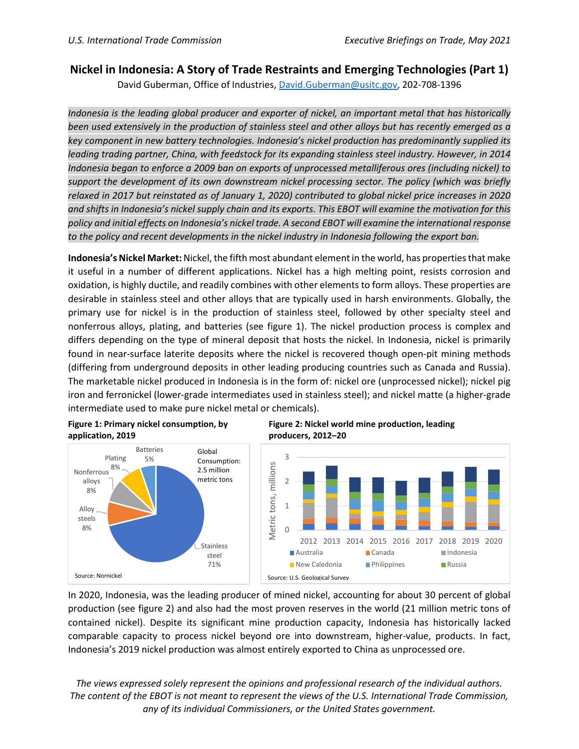# Nickel in Indonesia: A Story of Trade Restraints and Emerging Technologies (Part 1)

David Guberman, Office of Industries, David.Guberman@usitc.gov, 202-708-1396

*Indonesia is the leading global producer and exporter of nickel, an important metal that has historically been used extensively in the production of stainless steel and other alloys but has recently emerged as a key component in new battery technologies. Indonesia's nickel production has predominantly supplied its leading trading partner, China, with feedstock for its expanding stainless steel industry. However, in 2014 Indonesia began to enforce a 2009 ban on exports of unprocessed metalliferous ores (including nickel) to support the development of its own downstream nickel processing sector. The policy (which was briefly relaxed in 2017 but reinstated as of January 1, 2020) contributed to global nickel price increases in 2020 and shifts in Indonesia's nickel supply chain and its exports. This EBOT will examine the motivation for this policy and initial effects on Indonesia's nickel trade. A second EBOT will examine the international response to the policy and recent developments in the nickel industry in Indonesia following the export ban.*

**Indonesia's Nickel Market:** Nickel, the fifth most abundant element in the world, has properties that make it useful in a number of different applications. Nickel has a high melting point, resists corrosion and oxidation, is highly ductile, and readily combines with other elements to form alloys. These properties are desirable in stainless steel and other alloys that are typically used in harsh environments. Globally, the primary use for nickel is in the production of stainless steel, followed by other specialty steel and nonferrous alloys, plating, and batteries (see figure 1). The nickel production process is complex and differs depending on the type of mineral deposit that hosts the nickel. In Indonesia, nickel is primarily found in near-surface laterite deposits where the nickel is recovered though open-pit mining methods (differing from underground deposits in other leading producing countries such as Canada and Russia). The marketable nickel produced in Indonesia is in the form of: nickel ore (unprocessed nickel); nickel pig iron and ferronickel (lower-grade intermediates used in stainless steel); and nickel matte (a higher-grade intermediate used to make pure nickel metal or chemicals).

**Figure 1: Primary nickel consumption, by application, 2019**

| Application | Share |
|---|---|
| Stainless steel | 71% |
| Alloy steels | 8% |
| Nonferrous alloys | 8% |
| Plating | 8% |
| Batteries | 5% |

Global Consumption: 2.5 million metric tons

Source: Nornickel

**Figure 2: Nickel world mine production, leading producers, 2012–20**

Metric tons, millions (2012–2020); Australia, Canada, Indonesia, New Caledonia, Philippines, Russia

Source: U.S. Geological Survey

In 2020, Indonesia, was the leading producer of mined nickel, accounting for about 30 percent of global production (see figure 2) and also had the most proven reserves in the world (21 million metric tons of contained nickel). Despite its significant mine production capacity, Indonesia has historically lacked comparable capacity to process nickel beyond ore into downstream, higher-value, products. In fact, Indonesia's 2019 nickel production was almost entirely exported to China as unprocessed ore.

*The views expressed solely represent the opinions and professional research of the individual authors. The content of the EBOT is not meant to represent the views of the U.S. International Trade Commission, any of its individual Commissioners, or the United States government.*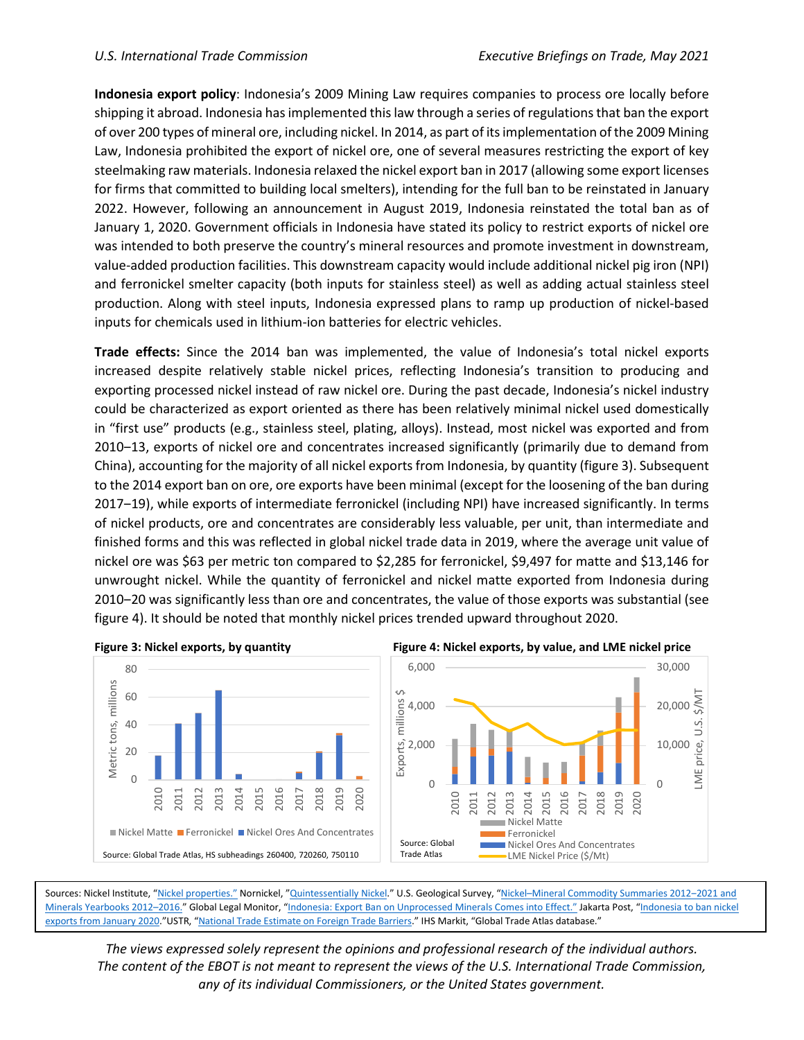**Indonesia export policy**: Indonesia's 2009 Mining Law requires companies to process ore locally before shipping it abroad. Indonesia has implemented this law through a series of regulations that ban the export of over 200 types of mineral ore, including nickel. In 2014, as part of its implementation of the 2009 Mining Law, Indonesia prohibited the export of nickel ore, one of several measures restricting the export of key steelmaking raw materials. Indonesia relaxed the nickel export ban in 2017 (allowing some export licenses for firms that committed to building local smelters), intending for the full ban to be reinstated in January 2022. However, following an announcement in August 2019, Indonesia reinstated the total ban as of January 1, 2020. Government officials in Indonesia have stated its policy to restrict exports of nickel ore was intended to both preserve the country's mineral resources and promote investment in downstream, value-added production facilities. This downstream capacity would include additional nickel pig iron (NPI) and ferronickel smelter capacity (both inputs for stainless steel) as well as adding actual stainless steel production. Along with steel inputs, Indonesia expressed plans to ramp up production of nickel-based inputs for chemicals used in lithium-ion batteries for electric vehicles.

**Trade effects:** Since the 2014 ban was implemented, the value of Indonesia's total nickel exports increased despite relatively stable nickel prices, reflecting Indonesia's transition to producing and exporting processed nickel instead of raw nickel ore. During the past decade, Indonesia's nickel industry could be characterized as export oriented as there has been relatively minimal nickel used domestically in "first use" products (e.g., stainless steel, plating, alloys). Instead, most nickel was exported and from 2010–13, exports of nickel ore and concentrates increased significantly (primarily due to demand from China), accounting for the majority of all nickel exports from Indonesia, by quantity (figure 3). Subsequent to the 2014 export ban on ore, ore exports have been minimal (except for the loosening of the ban during 2017–19), while exports of intermediate ferronickel (including NPI) have increased significantly. In terms of nickel products, ore and concentrates are considerably less valuable, per unit, than intermediate and finished forms and this was reflected in global nickel trade data in 2019, where the average unit value of nickel ore was $63 per metric ton compared to $2,285 for ferronickel, $9,497 for matte and $13,146 for unwrought nickel. While the quantity of ferronickel and nickel matte exported from Indonesia during 2010–20 was significantly less than ore and concentrates, the value of those exports was substantial (see figure 4). It should be noted that monthly nickel prices trended upward throughout 2020.

**Figure 3: Nickel exports, by quantity**

Metric tons, millions
0 20 40 60 80
2010 2011 2012 2013 2014 2015 2016 2017 2018 2019 2020
Nickel Matte  Ferronickel  Nickel Ores And Concentrates
Source: Global Trade Atlas, HS subheadings 260400, 720260, 750110

**Figure 4: Nickel exports, by value, and LME nickel price**

Exports, millions $
0 2,000 4,000 6,000
LME price, U.S. $/MT
0 10,000 20,000 30,000
2010 2011 2012 2013 2014 2015 2016 2017 2018 2019 2020
Nickel Matte
Ferronickel
Nickel Ores And Concentrates
LME Nickel Price ($/Mt)
Source: Global Trade Atlas

Sources: Nickel Institute, "Nickel properties." Nornickel, "Quintessentially Nickel." U.S. Geological Survey, "Nickel–Mineral Commodity Summaries 2012–2021 and Minerals Yearbooks 2012–2016." Global Legal Monitor, "Indonesia: Export Ban on Unprocessed Minerals Comes into Effect." Jakarta Post, "Indonesia to ban nickel exports from January 2020." USTR, "National Trade Estimate on Foreign Trade Barriers." IHS Markit, "Global Trade Atlas database."

*The views expressed solely represent the opinions and professional research of the individual authors. The content of the EBOT is not meant to represent the views of the U.S. International Trade Commission, any of its individual Commissioners, or the United States government.*